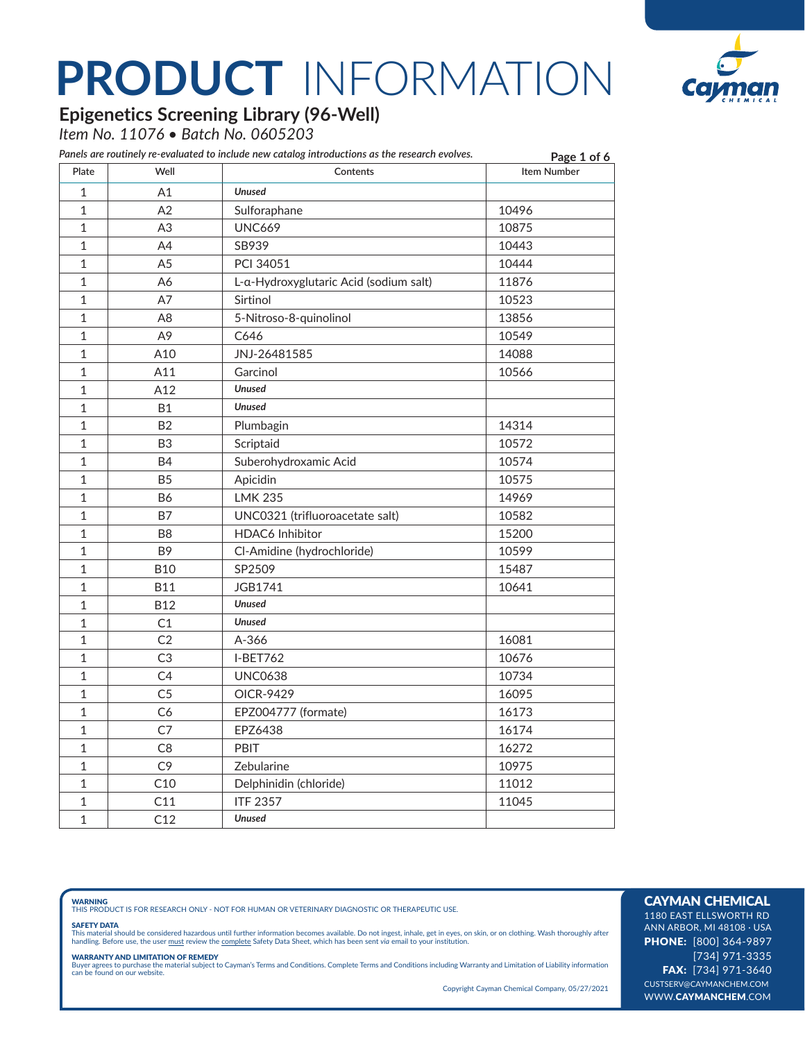# PRODUCT INFORMATION

## Epigenetics Screening Library (96-Well)

*Item No. 11076 • Batch No. 0605203*

*Panels are routinely re-evaluated to include new catalog introductions as the research evolves.*

| Plate | Well | Contents | Item Number |
|---|---|---|---|
| 1 | A1 | ***Unused*** | |
| 1 | A2 | Sulforaphane | 10496 |
| 1 | A3 | UNC669 | 10875 |
| 1 | A4 | SB939 | 10443 |
| 1 | A5 | PCI 34051 | 10444 |
| 1 | A6 | L-α-Hydroxyglutaric Acid (sodium salt) | 11876 |
| 1 | A7 | Sirtinol | 10523 |
| 1 | A8 | 5-Nitroso-8-quinolinol | 13856 |
| 1 | A9 | C646 | 10549 |
| 1 | A10 | JNJ-26481585 | 14088 |
| 1 | A11 | Garcinol | 10566 |
| 1 | A12 | ***Unused*** | |
| 1 | B1 | ***Unused*** | |
| 1 | B2 | Plumbagin | 14314 |
| 1 | B3 | Scriptaid | 10572 |
| 1 | B4 | Suberohydroxamic Acid | 10574 |
| 1 | B5 | Apicidin | 10575 |
| 1 | B6 | LMK 235 | 14969 |
| 1 | B7 | UNC0321 (trifluoroacetate salt) | 10582 |
| 1 | B8 | HDAC6 Inhibitor | 15200 |
| 1 | B9 | Cl-Amidine (hydrochloride) | 10599 |
| 1 | B10 | SP2509 | 15487 |
| 1 | B11 | JGB1741 | 10641 |
| 1 | B12 | ***Unused*** | |
| 1 | C1 | ***Unused*** | |
| 1 | C2 | A-366 | 16081 |
| 1 | C3 | I-BET762 | 10676 |
| 1 | C4 | UNC0638 | 10734 |
| 1 | C5 | OICR-9429 | 16095 |
| 1 | C6 | EPZ004777 (formate) | 16173 |
| 1 | C7 | EPZ6438 | 16174 |
| 1 | C8 | PBIT | 16272 |
| 1 | C9 | Zebularine | 10975 |
| 1 | C10 | Delphinidin (chloride) | 11012 |
| 1 | C11 | ITF 2357 | 11045 |
| 1 | C12 | ***Unused*** | |

**WARNING**
THIS PRODUCT IS FOR RESEARCH ONLY - NOT FOR HUMAN OR VETERINARY DIAGNOSTIC OR THERAPEUTIC USE.

**SAFETY DATA**
This material should be considered hazardous until further information becomes available. Do not ingest, inhale, get in eyes, on skin, or on clothing. Wash thoroughly after handling. Before use, the user must review the complete Safety Data Sheet, which has been sent *via* email to your institution.

**WARRANTY AND LIMITATION OF REMEDY**
Buyer agrees to purchase the material subject to Cayman's Terms and Conditions. Complete Terms and Conditions including Warranty and Limitation of Liability information can be found on our website.

Copyright Cayman Chemical Company, 05/27/2021

**CAYMAN CHEMICAL**
1180 EAST ELLSWORTH RD
ANN ARBOR, MI 48108 · USA
**PHONE:** [800] 364-9897
[734] 971-3335
**FAX:** [734] 971-3640
CUSTSERV@CAYMANCHEM.COM
WWW.**CAYMANCHEM**.COM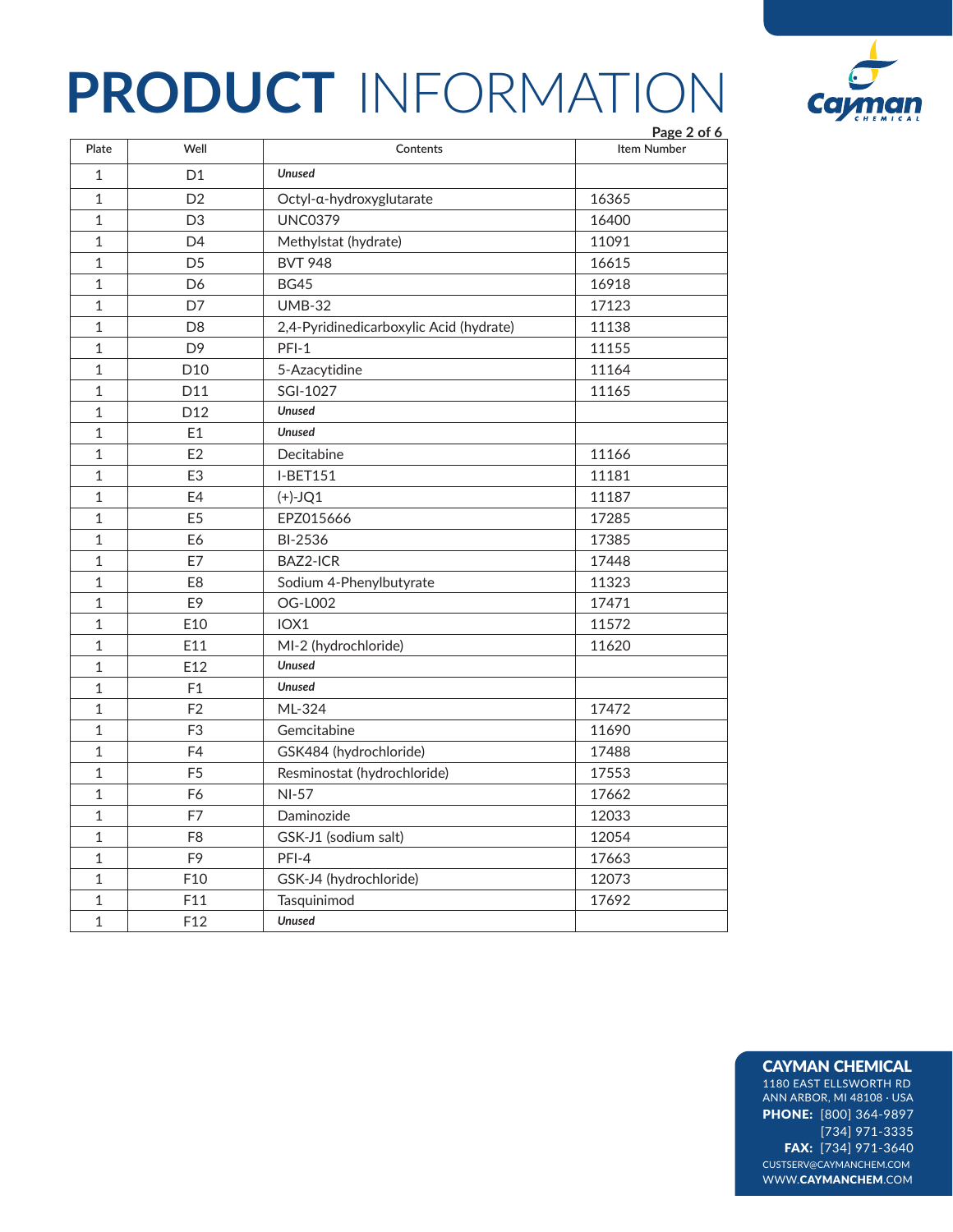# PRODUCT INFORMATION

| Plate | Well | Contents | Item Number |
|---|---|---|---|
| 1 | D1 | *Unused* | |
| 1 | D2 | Octyl-α-hydroxyglutarate | 16365 |
| 1 | D3 | UNC0379 | 16400 |
| 1 | D4 | Methylstat (hydrate) | 11091 |
| 1 | D5 | BVT 948 | 16615 |
| 1 | D6 | BG45 | 16918 |
| 1 | D7 | UMB-32 | 17123 |
| 1 | D8 | 2,4-Pyridinedicarboxylic Acid (hydrate) | 11138 |
| 1 | D9 | PFI-1 | 11155 |
| 1 | D10 | 5-Azacytidine | 11164 |
| 1 | D11 | SGI-1027 | 11165 |
| 1 | D12 | *Unused* | |
| 1 | E1 | *Unused* | |
| 1 | E2 | Decitabine | 11166 |
| 1 | E3 | I-BET151 | 11181 |
| 1 | E4 | (+)-JQ1 | 11187 |
| 1 | E5 | EPZ015666 | 17285 |
| 1 | E6 | BI-2536 | 17385 |
| 1 | E7 | BAZ2-ICR | 17448 |
| 1 | E8 | Sodium 4-Phenylbutyrate | 11323 |
| 1 | E9 | OG-L002 | 17471 |
| 1 | E10 | IOX1 | 11572 |
| 1 | E11 | MI-2 (hydrochloride) | 11620 |
| 1 | E12 | *Unused* | |
| 1 | F1 | *Unused* | |
| 1 | F2 | ML-324 | 17472 |
| 1 | F3 | Gemcitabine | 11690 |
| 1 | F4 | GSK484 (hydrochloride) | 17488 |
| 1 | F5 | Resminostat (hydrochloride) | 17553 |
| 1 | F6 | NI-57 | 17662 |
| 1 | F7 | Daminozide | 12033 |
| 1 | F8 | GSK-J1 (sodium salt) | 12054 |
| 1 | F9 | PFI-4 | 17663 |
| 1 | F10 | GSK-J4 (hydrochloride) | 12073 |
| 1 | F11 | Tasquinimod | 17692 |
| 1 | F12 | *Unused* | |

**CAYMAN CHEMICAL**
1180 EAST ELLSWORTH RD
ANN ARBOR, MI 48108 · USA
**PHONE:** [800] 364-9897
[734] 971-3335
**FAX:** [734] 971-3640
CUSTSERV@CAYMANCHEM.COM
WWW.CAYMANCHEM.COM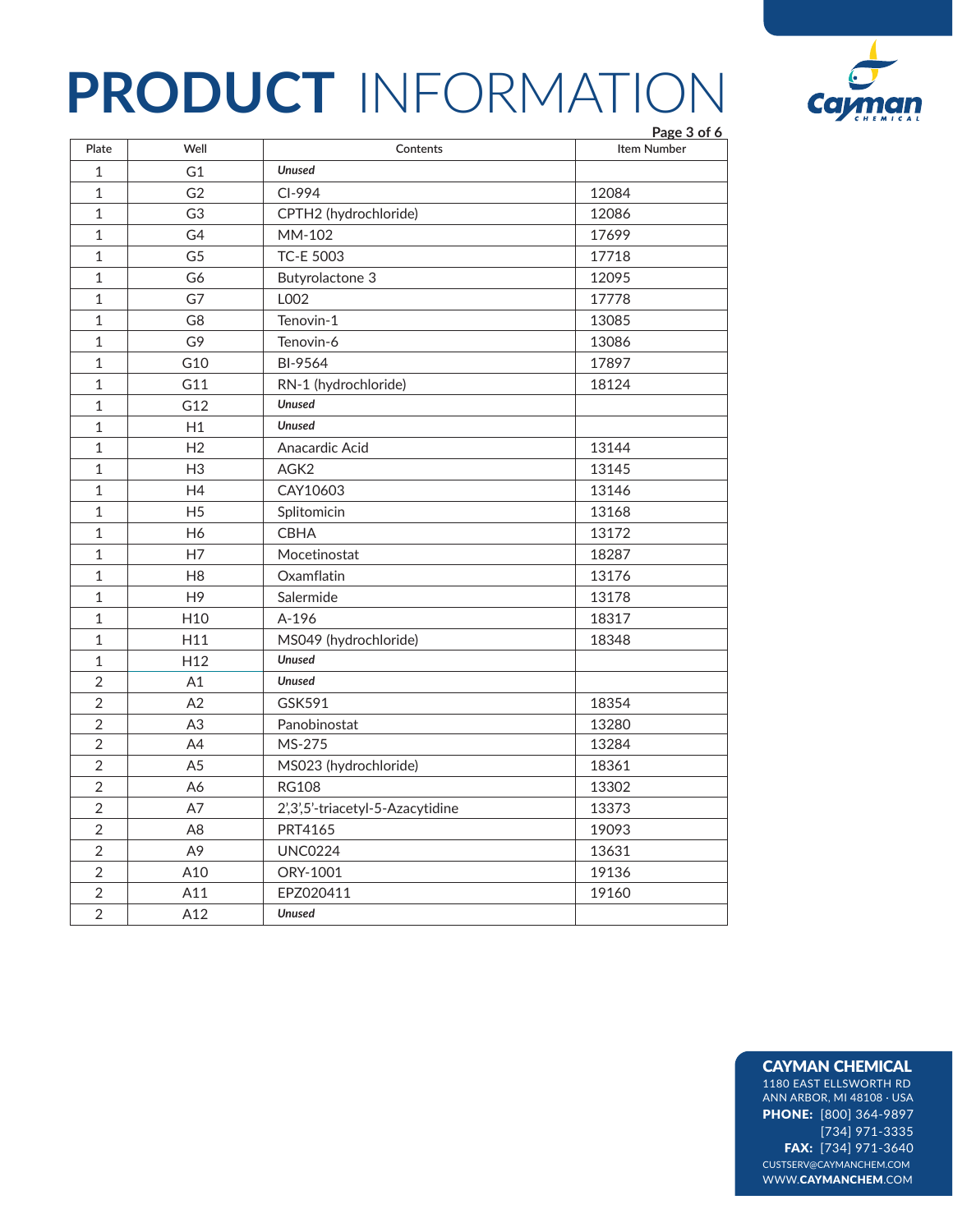# **PRODUCT** INFORMATION

| Plate | Well | Contents | Item Number |
|---|---|---|---|
| 1 | G1 | ***Unused*** | |
| 1 | G2 | CI-994 | 12084 |
| 1 | G3 | CPTH2 (hydrochloride) | 12086 |
| 1 | G4 | MM-102 | 17699 |
| 1 | G5 | TC-E 5003 | 17718 |
| 1 | G6 | Butyrolactone 3 | 12095 |
| 1 | G7 | L002 | 17778 |
| 1 | G8 | Tenovin-1 | 13085 |
| 1 | G9 | Tenovin-6 | 13086 |
| 1 | G10 | BI-9564 | 17897 |
| 1 | G11 | RN-1 (hydrochloride) | 18124 |
| 1 | G12 | ***Unused*** | |
| 1 | H1 | ***Unused*** | |
| 1 | H2 | Anacardic Acid | 13144 |
| 1 | H3 | AGK2 | 13145 |
| 1 | H4 | CAY10603 | 13146 |
| 1 | H5 | Splitomicin | 13168 |
| 1 | H6 | CBHA | 13172 |
| 1 | H7 | Mocetinostat | 18287 |
| 1 | H8 | Oxamflatin | 13176 |
| 1 | H9 | Salermide | 13178 |
| 1 | H10 | A-196 | 18317 |
| 1 | H11 | MS049 (hydrochloride) | 18348 |
| 1 | H12 | ***Unused*** | |
| 2 | A1 | ***Unused*** | |
| 2 | A2 | GSK591 | 18354 |
| 2 | A3 | Panobinostat | 13280 |
| 2 | A4 | MS-275 | 13284 |
| 2 | A5 | MS023 (hydrochloride) | 18361 |
| 2 | A6 | RG108 | 13302 |
| 2 | A7 | 2',3',5'-triacetyl-5-Azacytidine | 13373 |
| 2 | A8 | PRT4165 | 19093 |
| 2 | A9 | UNC0224 | 13631 |
| 2 | A10 | ORY-1001 | 19136 |
| 2 | A11 | EPZ020411 | 19160 |
| 2 | A12 | ***Unused*** | |

**CAYMAN CHEMICAL**
1180 EAST ELLSWORTH RD
ANN ARBOR, MI 48108 · USA
**PHONE:** [800] 364-9897
[734] 971-3335
**FAX:** [734] 971-3640
CUSTSERV@CAYMANCHEM.COM
WWW.**CAYMANCHEM**.COM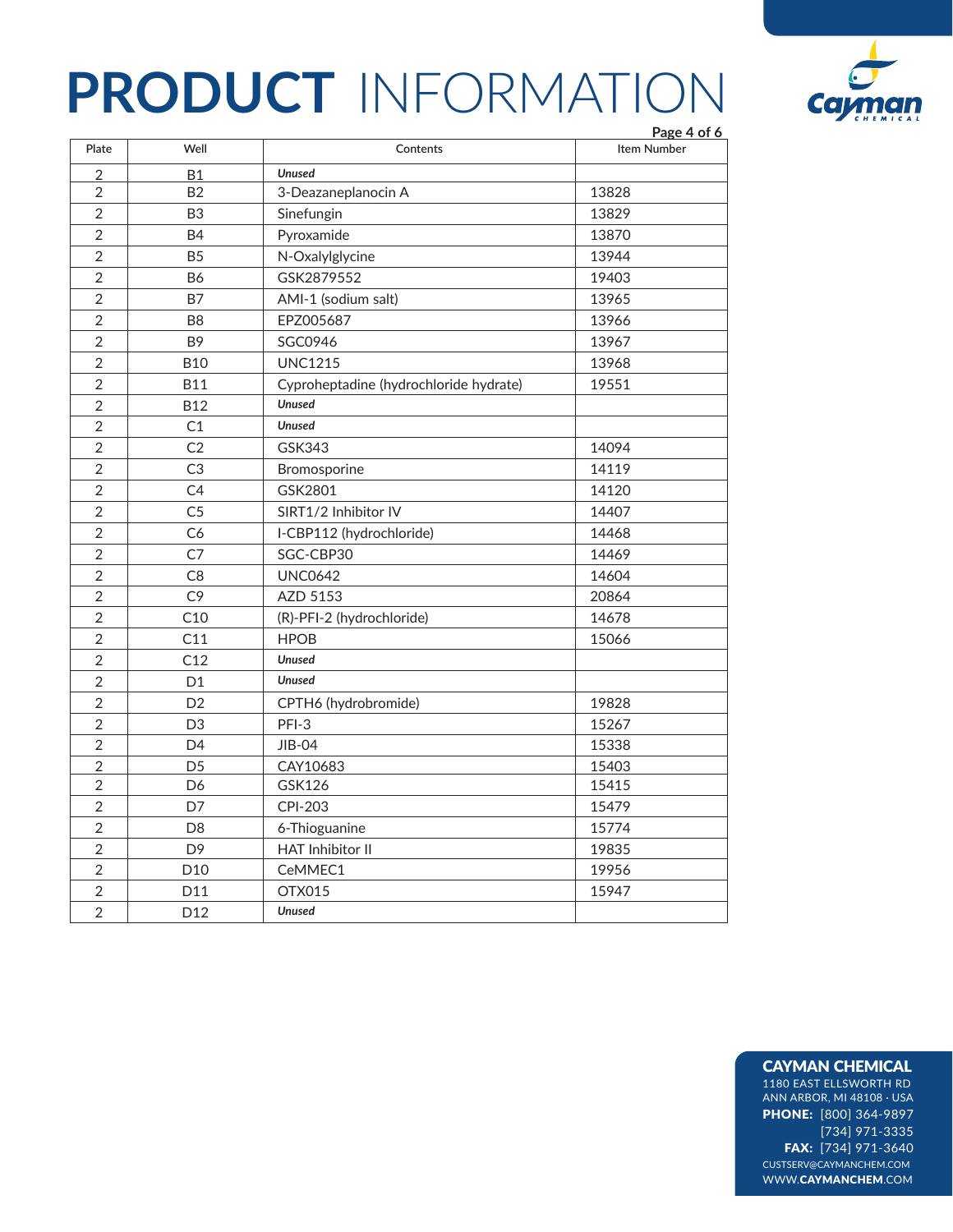| Plate | Well | Contents | Item Number |
|---|---|---|---|
| 2 | B1 | *Unused* | |
| 2 | B2 | 3-Deazaneplanocin A | 13828 |
| 2 | B3 | Sinefungin | 13829 |
| 2 | B4 | Pyroxamide | 13870 |
| 2 | B5 | N-Oxalylglycine | 13944 |
| 2 | B6 | GSK2879552 | 19403 |
| 2 | B7 | AMI-1 (sodium salt) | 13965 |
| 2 | B8 | EPZ005687 | 13966 |
| 2 | B9 | SGC0946 | 13967 |
| 2 | B10 | UNC1215 | 13968 |
| 2 | B11 | Cyproheptadine (hydrochloride hydrate) | 19551 |
| 2 | B12 | *Unused* | |
| 2 | C1 | *Unused* | |
| 2 | C2 | GSK343 | 14094 |
| 2 | C3 | Bromosporine | 14119 |
| 2 | C4 | GSK2801 | 14120 |
| 2 | C5 | SIRT1/2 Inhibitor IV | 14407 |
| 2 | C6 | I-CBP112 (hydrochloride) | 14468 |
| 2 | C7 | SGC-CBP30 | 14469 |
| 2 | C8 | UNC0642 | 14604 |
| 2 | C9 | AZD 5153 | 20864 |
| 2 | C10 | (R)-PFI-2 (hydrochloride) | 14678 |
| 2 | C11 | HPOB | 15066 |
| 2 | C12 | *Unused* | |
| 2 | D1 | *Unused* | |
| 2 | D2 | CPTH6 (hydrobromide) | 19828 |
| 2 | D3 | PFI-3 | 15267 |
| 2 | D4 | JIB-04 | 15338 |
| 2 | D5 | CAY10683 | 15403 |
| 2 | D6 | GSK126 | 15415 |
| 2 | D7 | CPI-203 | 15479 |
| 2 | D8 | 6-Thioguanine | 15774 |
| 2 | D9 | HAT Inhibitor II | 19835 |
| 2 | D10 | CeMMEC1 | 19956 |
| 2 | D11 | OTX015 | 15947 |
| 2 | D12 | *Unused* | |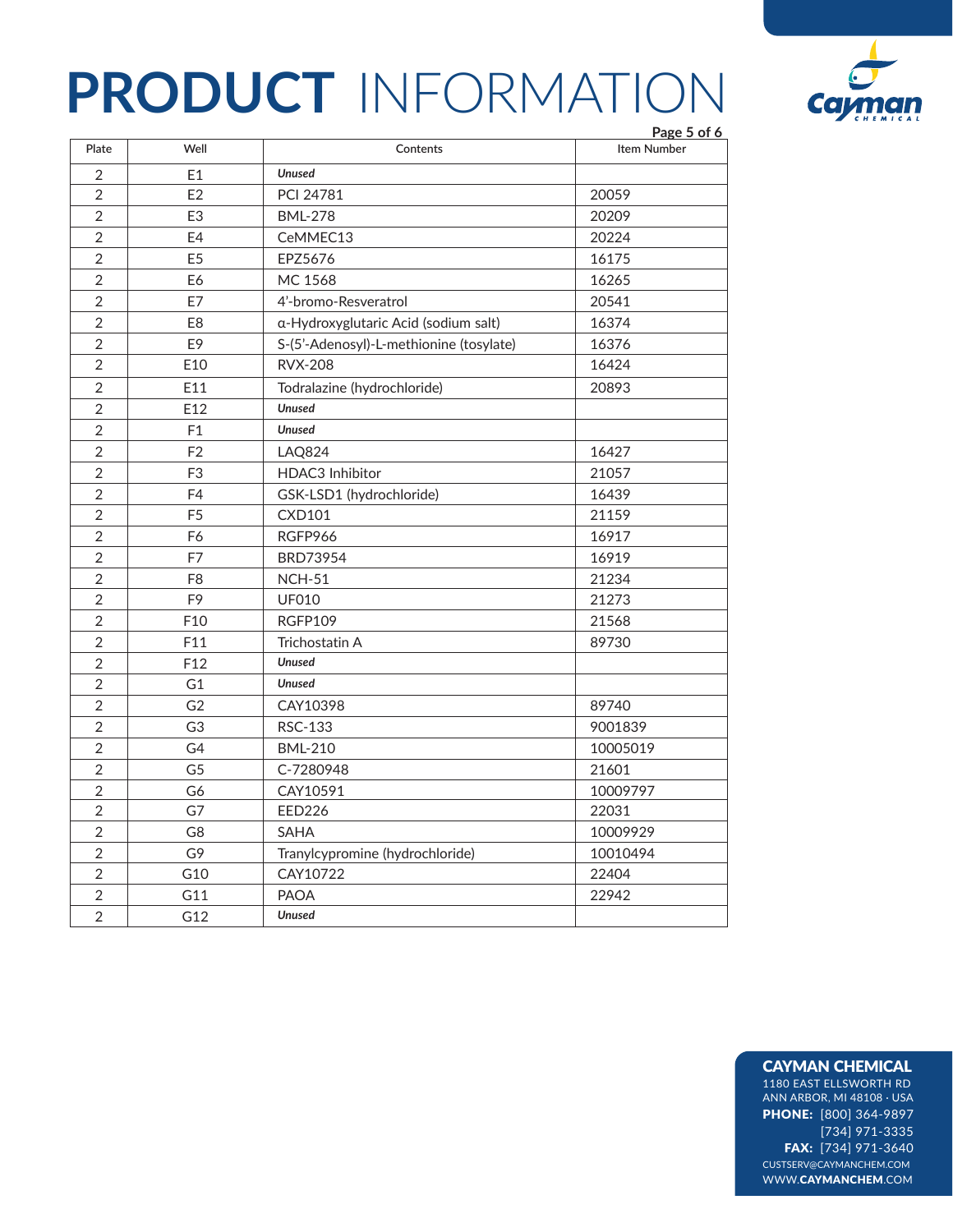| Plate | Well | Contents | Item Number |
|---|---|---|---|
| 2 | E1 | ***Unused*** | |
| 2 | E2 | PCI 24781 | 20059 |
| 2 | E3 | BML-278 | 20209 |
| 2 | E4 | CeMMEC13 | 20224 |
| 2 | E5 | EPZ5676 | 16175 |
| 2 | E6 | MC 1568 | 16265 |
| 2 | E7 | 4'-bromo-Resveratrol | 20541 |
| 2 | E8 | α-Hydroxyglutaric Acid (sodium salt) | 16374 |
| 2 | E9 | S-(5'-Adenosyl)-L-methionine (tosylate) | 16376 |
| 2 | E10 | RVX-208 | 16424 |
| 2 | E11 | Todralazine (hydrochloride) | 20893 |
| 2 | E12 | ***Unused*** | |
| 2 | F1 | ***Unused*** | |
| 2 | F2 | LAQ824 | 16427 |
| 2 | F3 | HDAC3 Inhibitor | 21057 |
| 2 | F4 | GSK-LSD1 (hydrochloride) | 16439 |
| 2 | F5 | CXD101 | 21159 |
| 2 | F6 | RGFP966 | 16917 |
| 2 | F7 | BRD73954 | 16919 |
| 2 | F8 | NCH-51 | 21234 |
| 2 | F9 | UF010 | 21273 |
| 2 | F10 | RGFP109 | 21568 |
| 2 | F11 | Trichostatin A | 89730 |
| 2 | F12 | ***Unused*** | |
| 2 | G1 | ***Unused*** | |
| 2 | G2 | CAY10398 | 89740 |
| 2 | G3 | RSC-133 | 9001839 |
| 2 | G4 | BML-210 | 10005019 |
| 2 | G5 | C-7280948 | 21601 |
| 2 | G6 | CAY10591 | 10009797 |
| 2 | G7 | EED226 | 22031 |
| 2 | G8 | SAHA | 10009929 |
| 2 | G9 | Tranylcypromine (hydrochloride) | 10010494 |
| 2 | G10 | CAY10722 | 22404 |
| 2 | G11 | PAOA | 22942 |
| 2 | G12 | ***Unused*** | |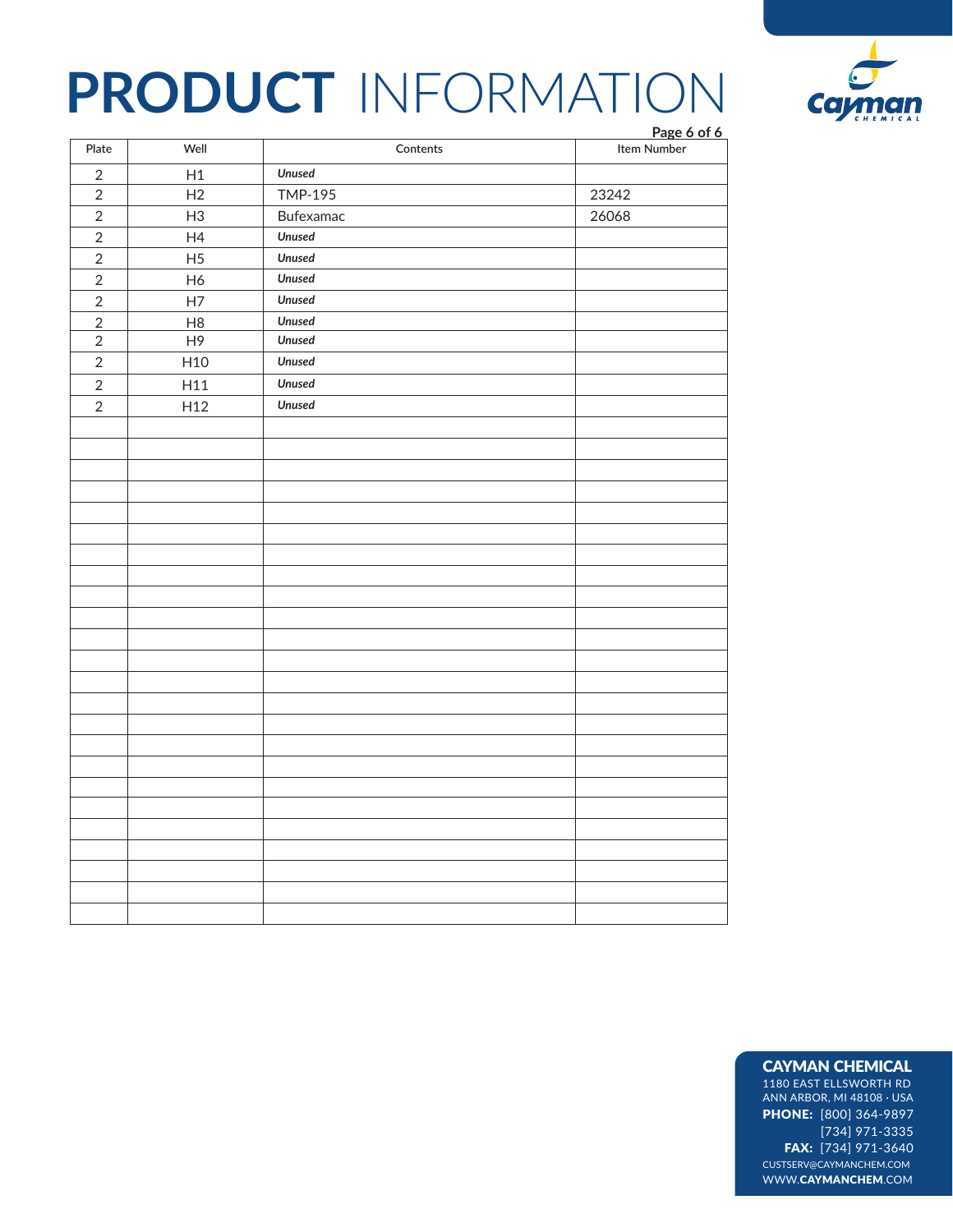# PRODUCT INFORMATION

| Plate | Well | Contents | Item Number |
|---|---|---|---|
| 2 | H1 | ***Unused*** | |
| 2 | H2 | TMP-195 | 23242 |
| 2 | H3 | Bufexamac | 26068 |
| 2 | H4 | ***Unused*** | |
| 2 | H5 | ***Unused*** | |
| 2 | H6 | ***Unused*** | |
| 2 | H7 | ***Unused*** | |
| 2 | H8 | ***Unused*** | |
| 2 | H9 | ***Unused*** | |
| 2 | H10 | ***Unused*** | |
| 2 | H11 | ***Unused*** | |
| 2 | H12 | ***Unused*** | |

**CAYMAN CHEMICAL**
1180 EAST ELLSWORTH RD
ANN ARBOR, MI 48108 · USA
**PHONE:** [800] 364-9897
[734] 971-3335
**FAX:** [734] 971-3640
CUSTSERV@CAYMANCHEM.COM
WWW.**CAYMANCHEM**.COM